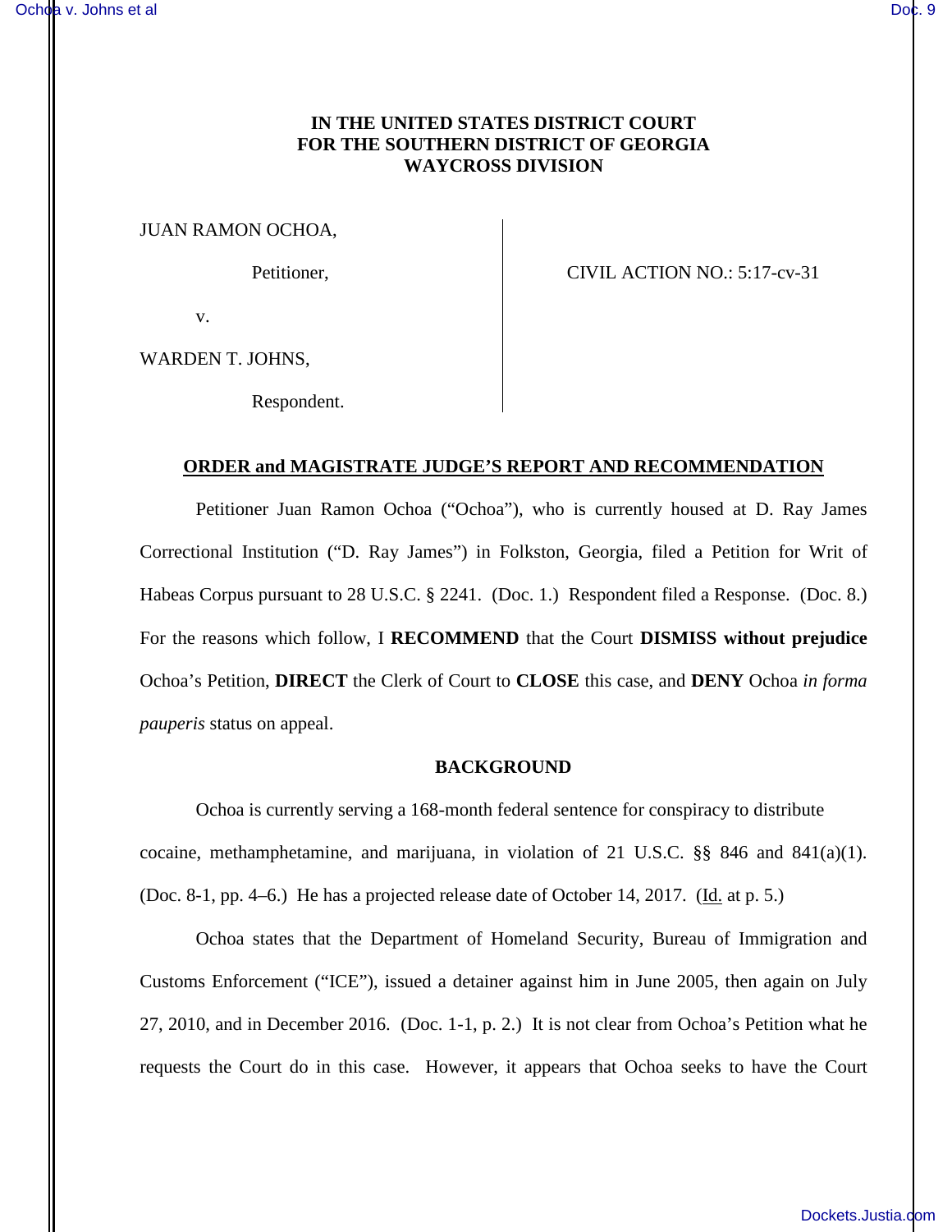# IN THE UNITED STATES DISTRICT COURT
# FOR THE SOUTHERN DISTRICT OF GEORGIA
# WAYCROSS DIVISION

JUAN RAMON OCHOA,

Petitioner,

v.

WARDEN T. JOHNS,

Respondent.

CIVIL ACTION NO.: 5:17-cv-31

## ORDER and MAGISTRATE JUDGE'S REPORT AND RECOMMENDATION

Petitioner Juan Ramon Ochoa ("Ochoa"), who is currently housed at D. Ray James Correctional Institution ("D. Ray James") in Folkston, Georgia, filed a Petition for Writ of Habeas Corpus pursuant to 28 U.S.C. § 2241. (Doc. 1.) Respondent filed a Response. (Doc. 8.) For the reasons which follow, I **RECOMMEND** that the Court **DISMISS without prejudice** Ochoa's Petition, **DIRECT** the Clerk of Court to **CLOSE** this case, and **DENY** Ochoa *in forma pauperis* status on appeal.

### BACKGROUND

Ochoa is currently serving a 168-month federal sentence for conspiracy to distribute cocaine, methamphetamine, and marijuana, in violation of 21 U.S.C. §§ 846 and 841(a)(1). (Doc. 8-1, pp. 4–6.) He has a projected release date of October 14, 2017. (Id. at p. 5.)

Ochoa states that the Department of Homeland Security, Bureau of Immigration and Customs Enforcement ("ICE"), issued a detainer against him in June 2005, then again on July 27, 2010, and in December 2016. (Doc. 1-1, p. 2.) It is not clear from Ochoa's Petition what he requests the Court do in this case. However, it appears that Ochoa seeks to have the Court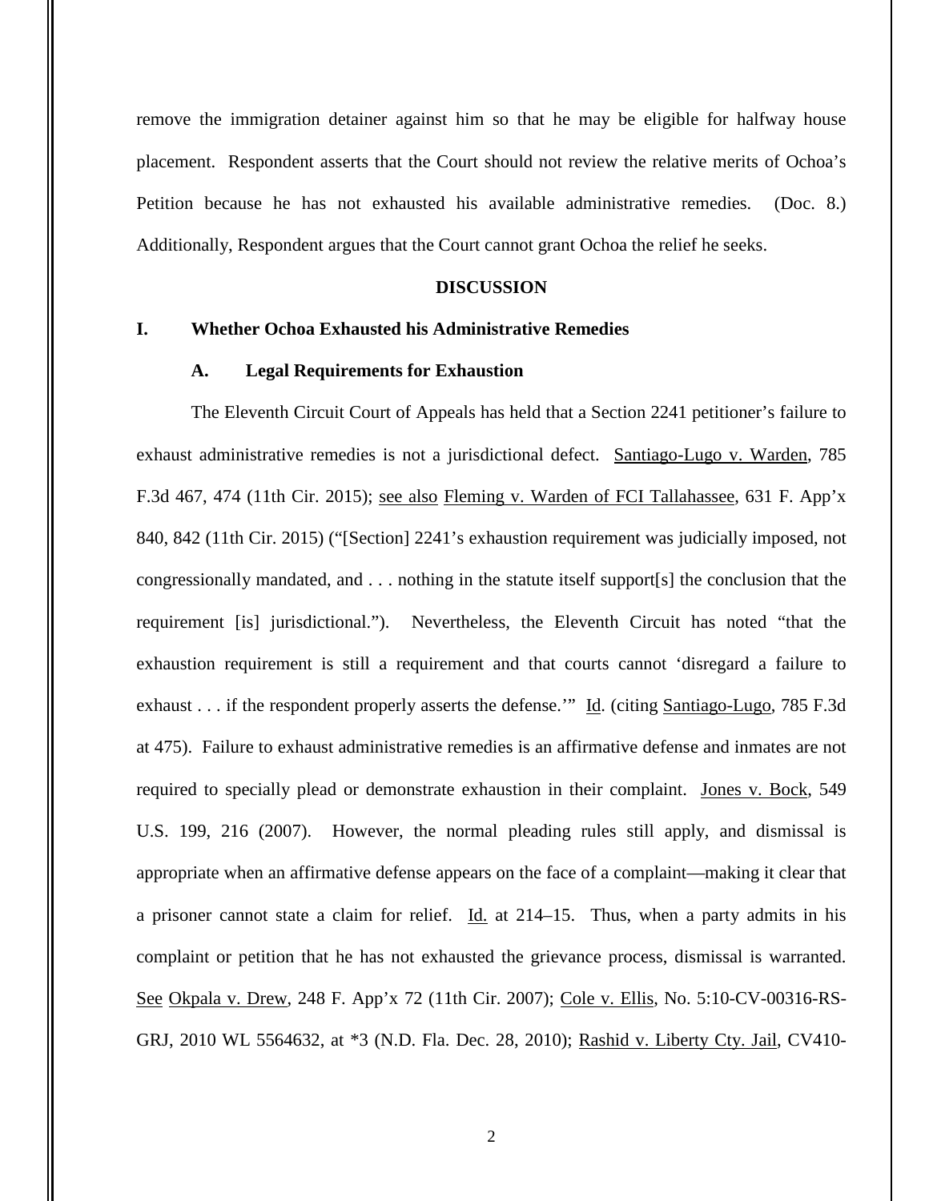remove the immigration detainer against him so that he may be eligible for halfway house placement. Respondent asserts that the Court should not review the relative merits of Ochoa's Petition because he has not exhausted his available administrative remedies. (Doc. 8.) Additionally, Respondent argues that the Court cannot grant Ochoa the relief he seeks.

## DISCUSSION

### I. Whether Ochoa Exhausted his Administrative Remedies

#### A. Legal Requirements for Exhaustion

The Eleventh Circuit Court of Appeals has held that a Section 2241 petitioner's failure to exhaust administrative remedies is not a jurisdictional defect. Santiago-Lugo v. Warden, 785 F.3d 467, 474 (11th Cir. 2015); see also Fleming v. Warden of FCI Tallahassee, 631 F. App'x 840, 842 (11th Cir. 2015) ("[Section] 2241's exhaustion requirement was judicially imposed, not congressionally mandated, and . . . nothing in the statute itself support[s] the conclusion that the requirement [is] jurisdictional."). Nevertheless, the Eleventh Circuit has noted "that the exhaustion requirement is still a requirement and that courts cannot 'disregard a failure to exhaust . . . if the respondent properly asserts the defense.'" Id. (citing Santiago-Lugo, 785 F.3d at 475). Failure to exhaust administrative remedies is an affirmative defense and inmates are not required to specially plead or demonstrate exhaustion in their complaint. Jones v. Bock, 549 U.S. 199, 216 (2007). However, the normal pleading rules still apply, and dismissal is appropriate when an affirmative defense appears on the face of a complaint—making it clear that a prisoner cannot state a claim for relief. Id. at 214–15. Thus, when a party admits in his complaint or petition that he has not exhausted the grievance process, dismissal is warranted. See Okpala v. Drew, 248 F. App'x 72 (11th Cir. 2007); Cole v. Ellis, No. 5:10-CV-00316-RS-GRJ, 2010 WL 5564632, at *3 (N.D. Fla. Dec. 28, 2010); Rashid v. Liberty Cty. Jail, CV410-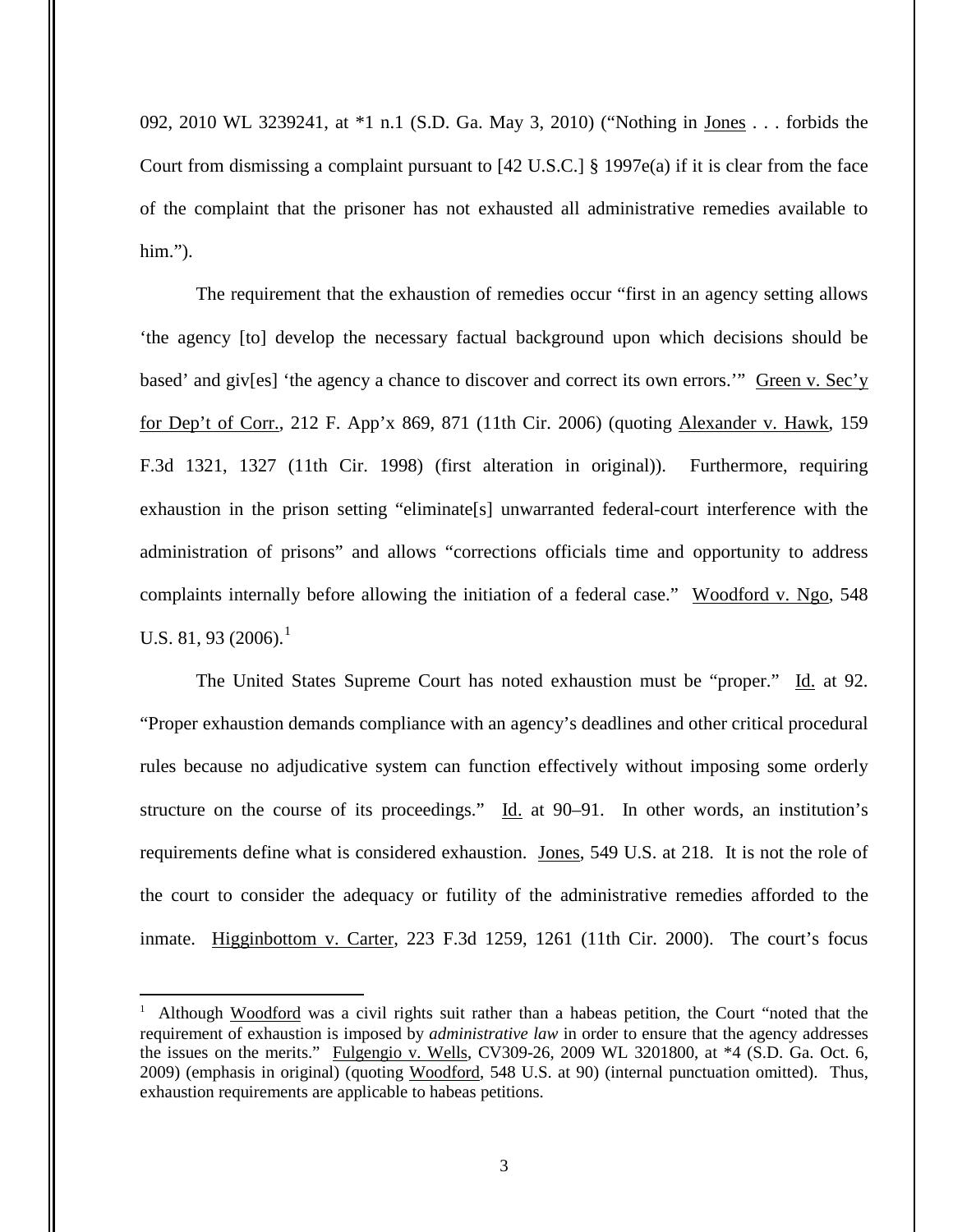092, 2010 WL 3239241, at *1 n.1 (S.D. Ga. May 3, 2010) ("Nothing in Jones . . . forbids the Court from dismissing a complaint pursuant to [42 U.S.C.] § 1997e(a) if it is clear from the face of the complaint that the prisoner has not exhausted all administrative remedies available to him.").

The requirement that the exhaustion of remedies occur "first in an agency setting allows 'the agency [to] develop the necessary factual background upon which decisions should be based' and giv[es] 'the agency a chance to discover and correct its own errors.'" Green v. Sec'y for Dep't of Corr., 212 F. App'x 869, 871 (11th Cir. 2006) (quoting Alexander v. Hawk, 159 F.3d 1321, 1327 (11th Cir. 1998) (first alteration in original)). Furthermore, requiring exhaustion in the prison setting "eliminate[s] unwarranted federal-court interference with the administration of prisons" and allows "corrections officials time and opportunity to address complaints internally before allowing the initiation of a federal case." Woodford v. Ngo, 548 U.S. 81, 93 (2006).[1]

The United States Supreme Court has noted exhaustion must be "proper." Id. at 92. "Proper exhaustion demands compliance with an agency's deadlines and other critical procedural rules because no adjudicative system can function effectively without imposing some orderly structure on the course of its proceedings." Id. at 90–91. In other words, an institution's requirements define what is considered exhaustion. Jones, 549 U.S. at 218. It is not the role of the court to consider the adequacy or futility of the administrative remedies afforded to the inmate. Higginbottom v. Carter, 223 F.3d 1259, 1261 (11th Cir. 2000). The court's focus

---

[1] Although Woodford was a civil rights suit rather than a habeas petition, the Court "noted that the requirement of exhaustion is imposed by *administrative law* in order to ensure that the agency addresses the issues on the merits." Fulgengio v. Wells, CV309-26, 2009 WL 3201800, at *4 (S.D. Ga. Oct. 6, 2009) (emphasis in original) (quoting Woodford, 548 U.S. at 90) (internal punctuation omitted). Thus, exhaustion requirements are applicable to habeas petitions.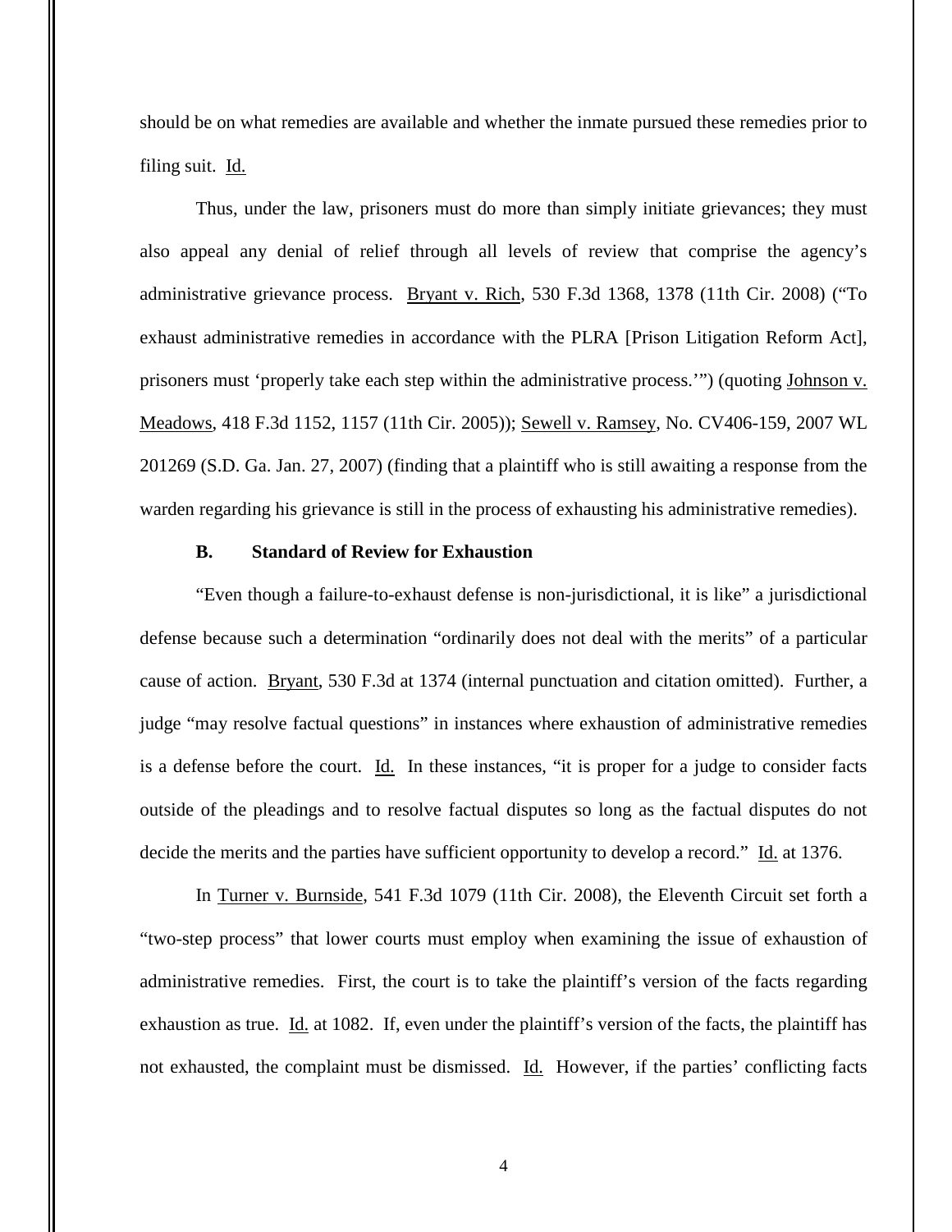should be on what remedies are available and whether the inmate pursued these remedies prior to filing suit. Id.

Thus, under the law, prisoners must do more than simply initiate grievances; they must also appeal any denial of relief through all levels of review that comprise the agency's administrative grievance process. Bryant v. Rich, 530 F.3d 1368, 1378 (11th Cir. 2008) ("To exhaust administrative remedies in accordance with the PLRA [Prison Litigation Reform Act], prisoners must 'properly take each step within the administrative process.'") (quoting Johnson v. Meadows, 418 F.3d 1152, 1157 (11th Cir. 2005)); Sewell v. Ramsey, No. CV406-159, 2007 WL 201269 (S.D. Ga. Jan. 27, 2007) (finding that a plaintiff who is still awaiting a response from the warden regarding his grievance is still in the process of exhausting his administrative remedies).

### B. Standard of Review for Exhaustion

"Even though a failure-to-exhaust defense is non-jurisdictional, it is like" a jurisdictional defense because such a determination "ordinarily does not deal with the merits" of a particular cause of action. Bryant, 530 F.3d at 1374 (internal punctuation and citation omitted). Further, a judge "may resolve factual questions" in instances where exhaustion of administrative remedies is a defense before the court. Id. In these instances, "it is proper for a judge to consider facts outside of the pleadings and to resolve factual disputes so long as the factual disputes do not decide the merits and the parties have sufficient opportunity to develop a record." Id. at 1376.

In Turner v. Burnside, 541 F.3d 1079 (11th Cir. 2008), the Eleventh Circuit set forth a "two-step process" that lower courts must employ when examining the issue of exhaustion of administrative remedies. First, the court is to take the plaintiff's version of the facts regarding exhaustion as true. Id. at 1082. If, even under the plaintiff's version of the facts, the plaintiff has not exhausted, the complaint must be dismissed. Id. However, if the parties' conflicting facts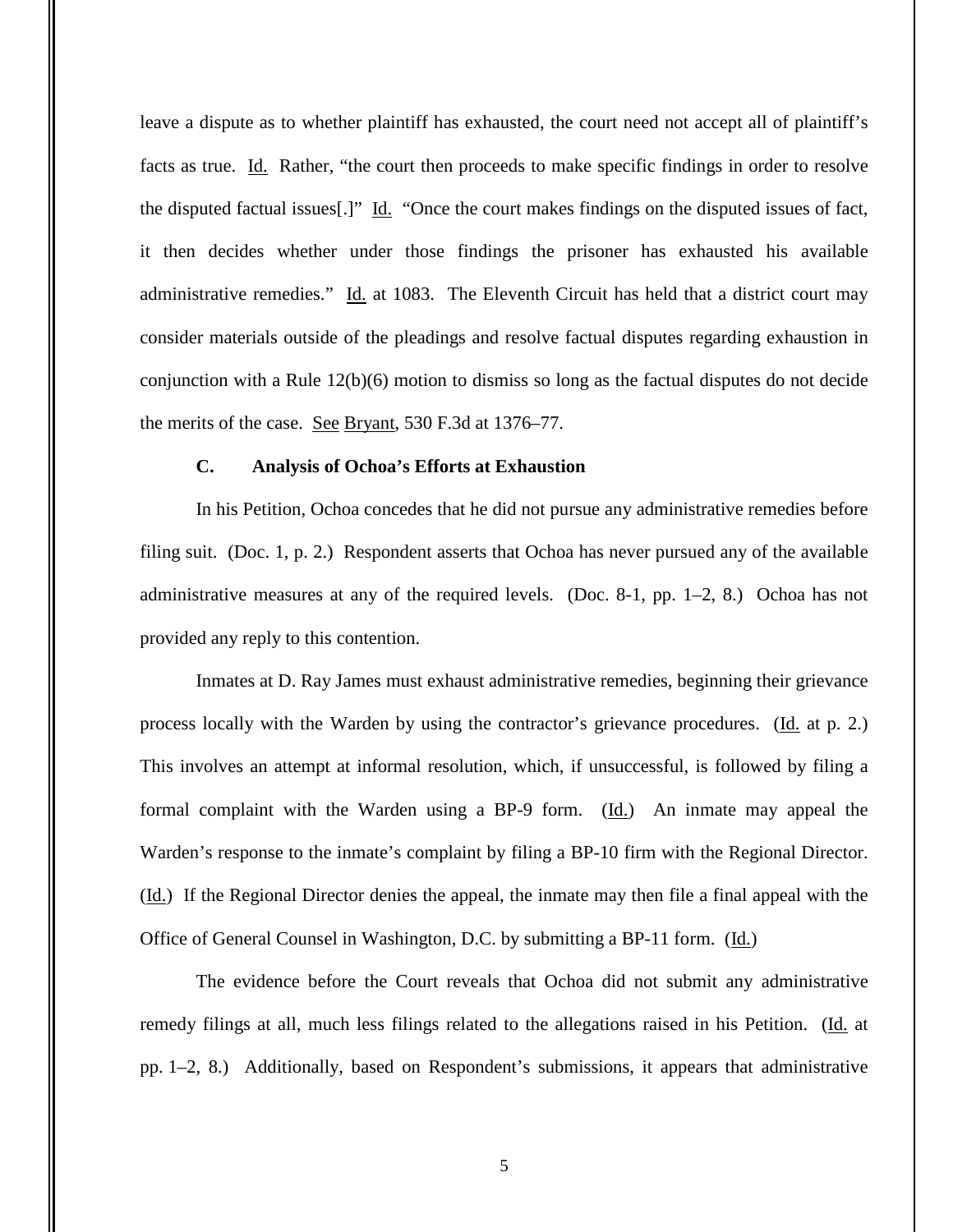leave a dispute as to whether plaintiff has exhausted, the court need not accept all of plaintiff's facts as true. Id. Rather, "the court then proceeds to make specific findings in order to resolve the disputed factual issues[.]" Id. "Once the court makes findings on the disputed issues of fact, it then decides whether under those findings the prisoner has exhausted his available administrative remedies." Id. at 1083. The Eleventh Circuit has held that a district court may consider materials outside of the pleadings and resolve factual disputes regarding exhaustion in conjunction with a Rule 12(b)(6) motion to dismiss so long as the factual disputes do not decide the merits of the case. See Bryant, 530 F.3d at 1376–77.

### C. Analysis of Ochoa's Efforts at Exhaustion

In his Petition, Ochoa concedes that he did not pursue any administrative remedies before filing suit. (Doc. 1, p. 2.) Respondent asserts that Ochoa has never pursued any of the available administrative measures at any of the required levels. (Doc. 8-1, pp. 1–2, 8.) Ochoa has not provided any reply to this contention.

Inmates at D. Ray James must exhaust administrative remedies, beginning their grievance process locally with the Warden by using the contractor's grievance procedures. (Id. at p. 2.) This involves an attempt at informal resolution, which, if unsuccessful, is followed by filing a formal complaint with the Warden using a BP-9 form. (Id.) An inmate may appeal the Warden's response to the inmate's complaint by filing a BP-10 firm with the Regional Director. (Id.) If the Regional Director denies the appeal, the inmate may then file a final appeal with the Office of General Counsel in Washington, D.C. by submitting a BP-11 form. (Id.)

The evidence before the Court reveals that Ochoa did not submit any administrative remedy filings at all, much less filings related to the allegations raised in his Petition. (Id. at pp. 1–2, 8.) Additionally, based on Respondent's submissions, it appears that administrative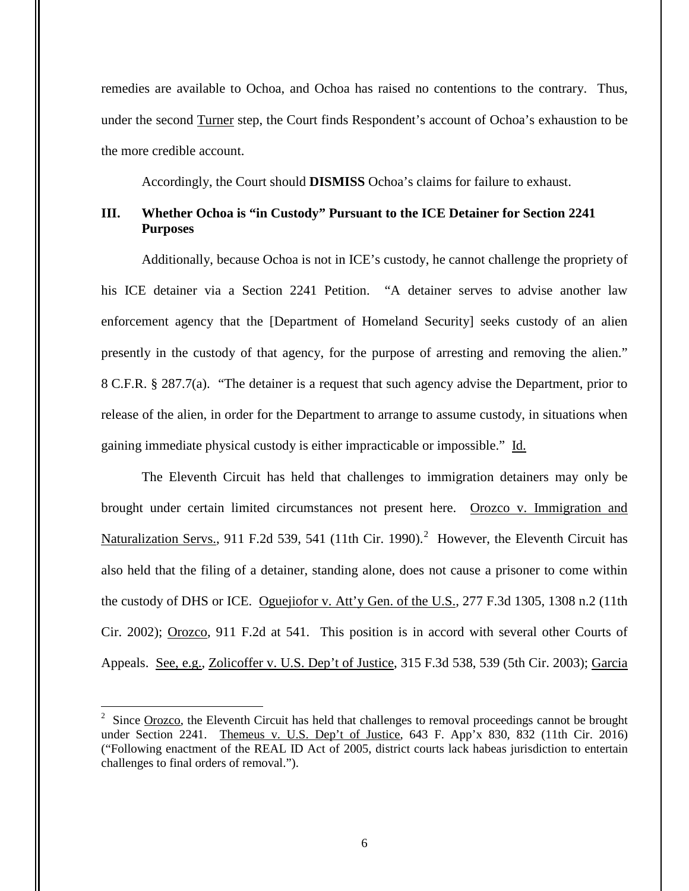remedies are available to Ochoa, and Ochoa has raised no contentions to the contrary. Thus, under the second Turner step, the Court finds Respondent's account of Ochoa's exhaustion to be the more credible account.

Accordingly, the Court should **DISMISS** Ochoa's claims for failure to exhaust.

### III. Whether Ochoa is "in Custody" Pursuant to the ICE Detainer for Section 2241 Purposes

Additionally, because Ochoa is not in ICE's custody, he cannot challenge the propriety of his ICE detainer via a Section 2241 Petition. "A detainer serves to advise another law enforcement agency that the [Department of Homeland Security] seeks custody of an alien presently in the custody of that agency, for the purpose of arresting and removing the alien." 8 C.F.R. § 287.7(a). "The detainer is a request that such agency advise the Department, prior to release of the alien, in order for the Department to arrange to assume custody, in situations when gaining immediate physical custody is either impracticable or impossible." Id.

The Eleventh Circuit has held that challenges to immigration detainers may only be brought under certain limited circumstances not present here. Orozco v. Immigration and Naturalization Servs., 911 F.2d 539, 541 (11th Cir. 1990).[2] However, the Eleventh Circuit has also held that the filing of a detainer, standing alone, does not cause a prisoner to come within the custody of DHS or ICE. Oguejiofor v. Att'y Gen. of the U.S., 277 F.3d 1305, 1308 n.2 (11th Cir. 2002); Orozco, 911 F.2d at 541. This position is in accord with several other Courts of Appeals. See, e.g., Zolicoffer v. U.S. Dep't of Justice, 315 F.3d 538, 539 (5th Cir. 2003); Garcia

---

[2] Since Orozco, the Eleventh Circuit has held that challenges to removal proceedings cannot be brought under Section 2241. Themeus v. U.S. Dep't of Justice, 643 F. App'x 830, 832 (11th Cir. 2016) ("Following enactment of the REAL ID Act of 2005, district courts lack habeas jurisdiction to entertain challenges to final orders of removal.").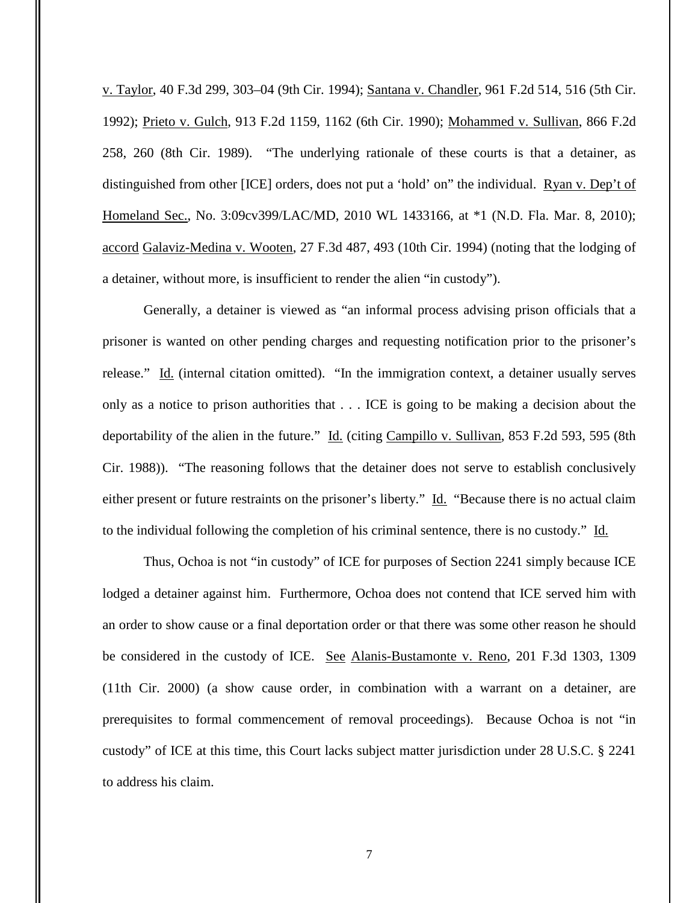v. Taylor, 40 F.3d 299, 303–04 (9th Cir. 1994); Santana v. Chandler, 961 F.2d 514, 516 (5th Cir. 1992); Prieto v. Gulch, 913 F.2d 1159, 1162 (6th Cir. 1990); Mohammed v. Sullivan, 866 F.2d 258, 260 (8th Cir. 1989). "The underlying rationale of these courts is that a detainer, as distinguished from other [ICE] orders, does not put a 'hold' on" the individual. Ryan v. Dep't of Homeland Sec., No. 3:09cv399/LAC/MD, 2010 WL 1433166, at *1 (N.D. Fla. Mar. 8, 2010); accord Galaviz-Medina v. Wooten, 27 F.3d 487, 493 (10th Cir. 1994) (noting that the lodging of a detainer, without more, is insufficient to render the alien "in custody").

Generally, a detainer is viewed as "an informal process advising prison officials that a prisoner is wanted on other pending charges and requesting notification prior to the prisoner's release." Id. (internal citation omitted). "In the immigration context, a detainer usually serves only as a notice to prison authorities that . . . ICE is going to be making a decision about the deportability of the alien in the future." Id. (citing Campillo v. Sullivan, 853 F.2d 593, 595 (8th Cir. 1988)). "The reasoning follows that the detainer does not serve to establish conclusively either present or future restraints on the prisoner's liberty." Id. "Because there is no actual claim to the individual following the completion of his criminal sentence, there is no custody." Id.

Thus, Ochoa is not "in custody" of ICE for purposes of Section 2241 simply because ICE lodged a detainer against him. Furthermore, Ochoa does not contend that ICE served him with an order to show cause or a final deportation order or that there was some other reason he should be considered in the custody of ICE. See Alanis-Bustamonte v. Reno, 201 F.3d 1303, 1309 (11th Cir. 2000) (a show cause order, in combination with a warrant on a detainer, are prerequisites to formal commencement of removal proceedings). Because Ochoa is not "in custody" of ICE at this time, this Court lacks subject matter jurisdiction under 28 U.S.C. § 2241 to address his claim.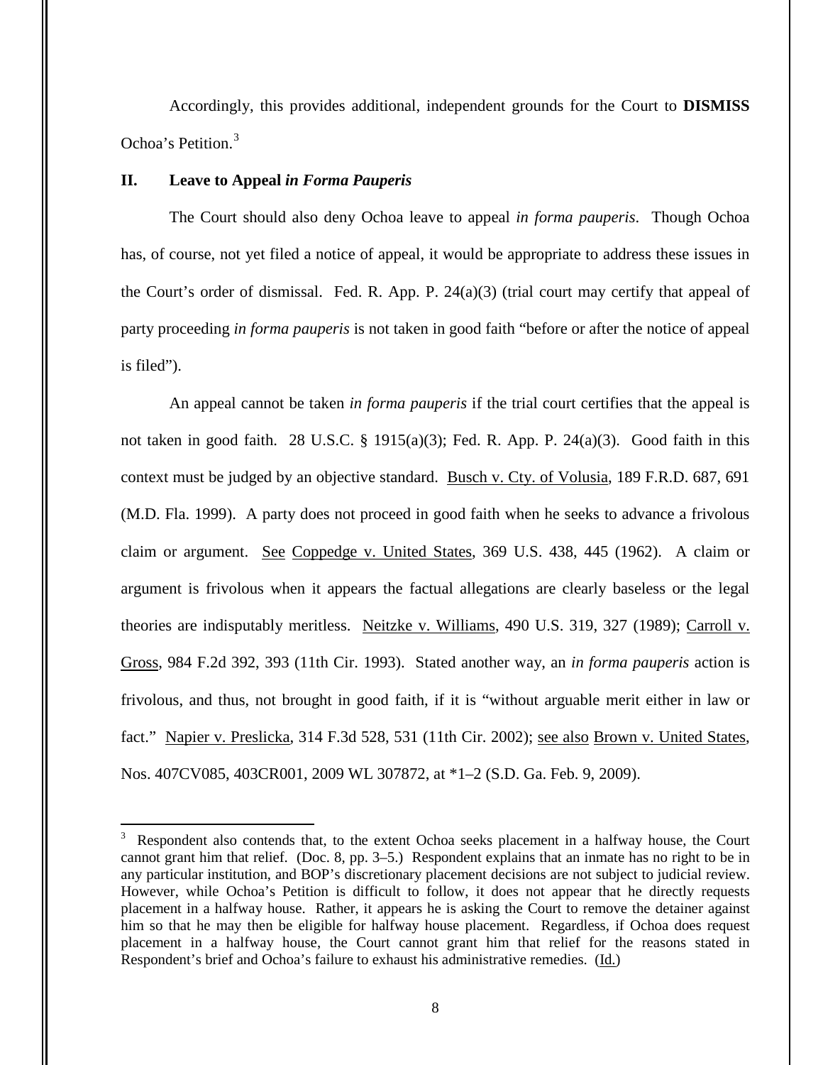Accordingly, this provides additional, independent grounds for the Court to **DISMISS** Ochoa's Petition.[3]

## II. Leave to Appeal *in Forma Pauperis*

The Court should also deny Ochoa leave to appeal *in forma pauperis*. Though Ochoa has, of course, not yet filed a notice of appeal, it would be appropriate to address these issues in the Court's order of dismissal. Fed. R. App. P. 24(a)(3) (trial court may certify that appeal of party proceeding *in forma pauperis* is not taken in good faith "before or after the notice of appeal is filed").

An appeal cannot be taken *in forma pauperis* if the trial court certifies that the appeal is not taken in good faith. 28 U.S.C. § 1915(a)(3); Fed. R. App. P. 24(a)(3). Good faith in this context must be judged by an objective standard. Busch v. Cty. of Volusia, 189 F.R.D. 687, 691 (M.D. Fla. 1999). A party does not proceed in good faith when he seeks to advance a frivolous claim or argument. See Coppedge v. United States, 369 U.S. 438, 445 (1962). A claim or argument is frivolous when it appears the factual allegations are clearly baseless or the legal theories are indisputably meritless. Neitzke v. Williams, 490 U.S. 319, 327 (1989); Carroll v. Gross, 984 F.2d 392, 393 (11th Cir. 1993). Stated another way, an *in forma pauperis* action is frivolous, and thus, not brought in good faith, if it is "without arguable merit either in law or fact." Napier v. Preslicka, 314 F.3d 528, 531 (11th Cir. 2002); see also Brown v. United States, Nos. 407CV085, 403CR001, 2009 WL 307872, at *1–2 (S.D. Ga. Feb. 9, 2009).

---

[3] Respondent also contends that, to the extent Ochoa seeks placement in a halfway house, the Court cannot grant him that relief. (Doc. 8, pp. 3–5.) Respondent explains that an inmate has no right to be in any particular institution, and BOP's discretionary placement decisions are not subject to judicial review. However, while Ochoa's Petition is difficult to follow, it does not appear that he directly requests placement in a halfway house. Rather, it appears he is asking the Court to remove the detainer against him so that he may then be eligible for halfway house placement. Regardless, if Ochoa does request placement in a halfway house, the Court cannot grant him that relief for the reasons stated in Respondent's brief and Ochoa's failure to exhaust his administrative remedies. (Id.)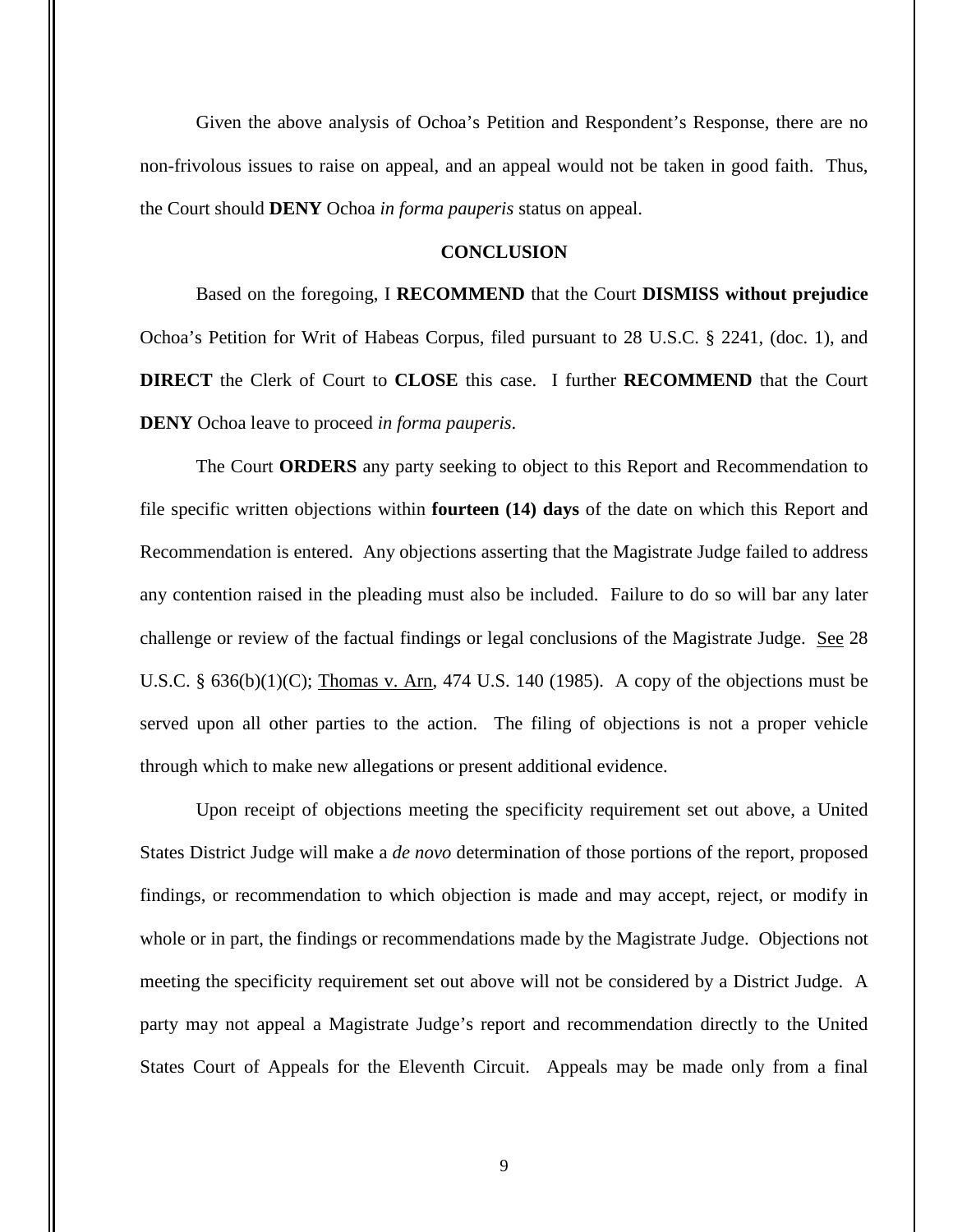Given the above analysis of Ochoa's Petition and Respondent's Response, there are no non-frivolous issues to raise on appeal, and an appeal would not be taken in good faith. Thus, the Court should **DENY** Ochoa *in forma pauperis* status on appeal.

## CONCLUSION

Based on the foregoing, I **RECOMMEND** that the Court **DISMISS without prejudice** Ochoa's Petition for Writ of Habeas Corpus, filed pursuant to 28 U.S.C. § 2241, (doc. 1), and **DIRECT** the Clerk of Court to **CLOSE** this case. I further **RECOMMEND** that the Court **DENY** Ochoa leave to proceed *in forma pauperis*.

The Court **ORDERS** any party seeking to object to this Report and Recommendation to file specific written objections within **fourteen (14) days** of the date on which this Report and Recommendation is entered. Any objections asserting that the Magistrate Judge failed to address any contention raised in the pleading must also be included. Failure to do so will bar any later challenge or review of the factual findings or legal conclusions of the Magistrate Judge. See 28 U.S.C. § 636(b)(1)(C); Thomas v. Arn, 474 U.S. 140 (1985). A copy of the objections must be served upon all other parties to the action. The filing of objections is not a proper vehicle through which to make new allegations or present additional evidence.

Upon receipt of objections meeting the specificity requirement set out above, a United States District Judge will make a *de novo* determination of those portions of the report, proposed findings, or recommendation to which objection is made and may accept, reject, or modify in whole or in part, the findings or recommendations made by the Magistrate Judge. Objections not meeting the specificity requirement set out above will not be considered by a District Judge. A party may not appeal a Magistrate Judge's report and recommendation directly to the United States Court of Appeals for the Eleventh Circuit. Appeals may be made only from a final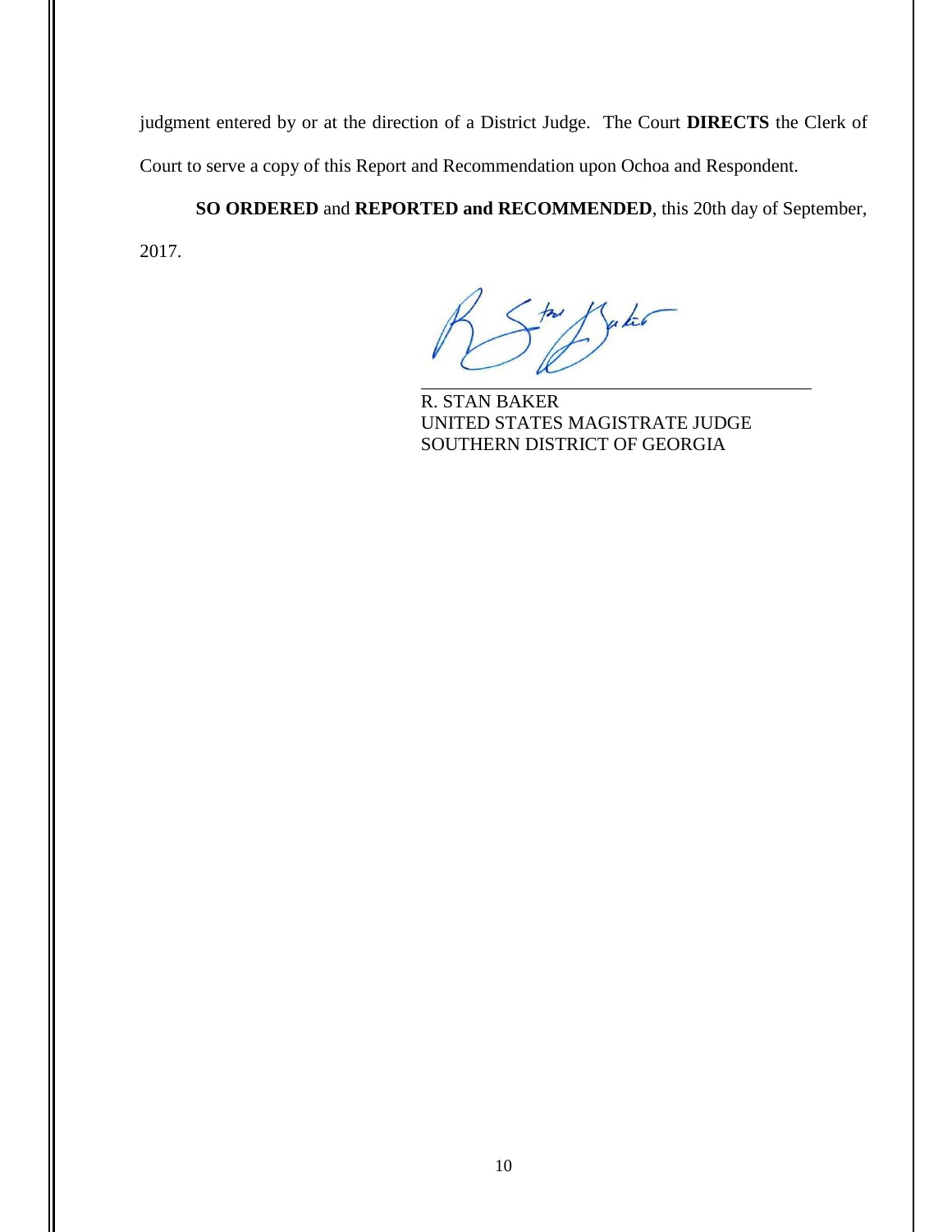judgment entered by or at the direction of a District Judge. The Court **DIRECTS** the Clerk of Court to serve a copy of this Report and Recommendation upon Ochoa and Respondent.

**SO ORDERED** and **REPORTED and RECOMMENDED**, this 20th day of September, 2017.

R. STAN BAKER
UNITED STATES MAGISTRATE JUDGE
SOUTHERN DISTRICT OF GEORGIA